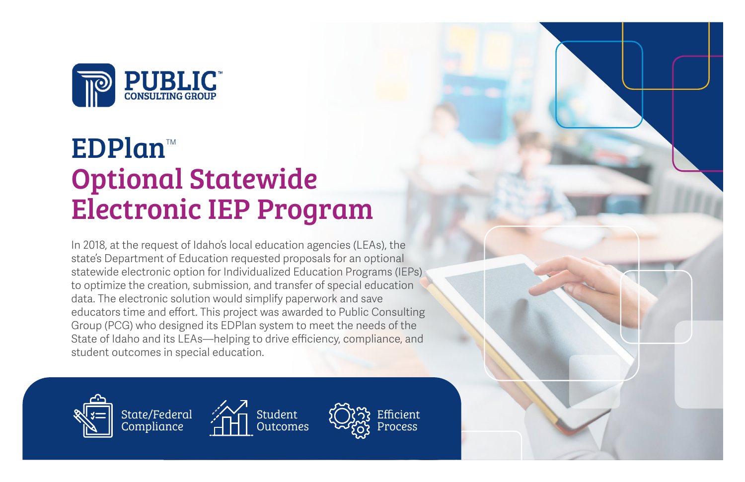PUBLIC CONSULTING GROUP™

# EDPlan™

# Optional Statewide Electronic IEP Program

In 2018, at the request of Idaho's local education agencies (LEAs), the state's Department of Education requested proposals for an optional statewide electronic option for Individualized Education Programs (IEPs) to optimize the creation, submission, and transfer of special education data. The electronic solution would simplify paperwork and save educators time and effort. This project was awarded to Public Consulting Group (PCG) who designed its EDPlan system to meet the needs of the State of Idaho and its LEAs—helping to drive efficiency, compliance, and student outcomes in special education.

- State/Federal Compliance
- Student Outcomes
- Efficient Process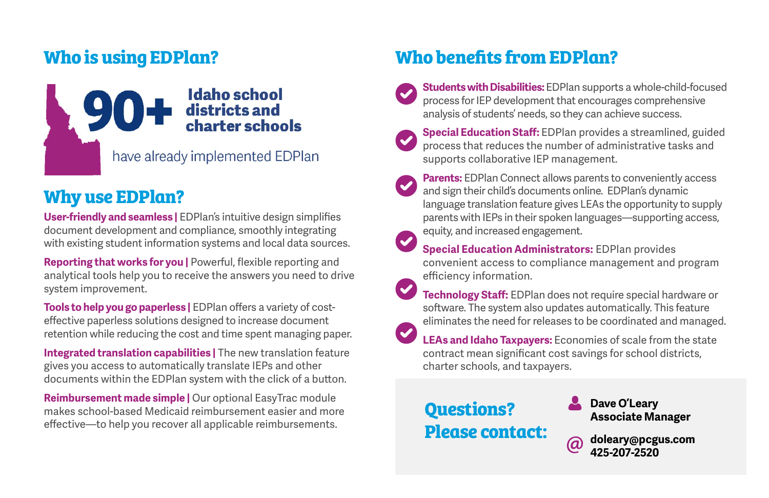## Who is using EDPlan?

**90+** Idaho school districts and charter schools have already implemented EDPlan

## Why use EDPlan?

**User-friendly and seamless |** EDPlan's intuitive design simplifies document development and compliance, smoothly integrating with existing student information systems and local data sources.

**Reporting that works for you |** Powerful, flexible reporting and analytical tools help you to receive the answers you need to drive system improvement.

**Tools to help you go paperless |** EDPlan offers a variety of cost-effective paperless solutions designed to increase document retention while reducing the cost and time spent managing paper.

**Integrated translation capabilities |** The new translation feature gives you access to automatically translate IEPs and other documents within the EDPlan system with the click of a button.

**Reimbursement made simple |** Our optional EasyTrac module makes school-based Medicaid reimbursement easier and more effective—to help you recover all applicable reimbursements.

## Who benefits from EDPlan?

- **Students with Disabilities:** EDPlan supports a whole-child-focused process for IEP development that encourages comprehensive analysis of students' needs, so they can achieve success.
- **Special Education Staff:** EDPlan provides a streamlined, guided process that reduces the number of administrative tasks and supports collaborative IEP management.
- **Parents:** EDPlan Connect allows parents to conveniently access and sign their child's documents online. EDPlan's dynamic language translation feature gives LEAs the opportunity to supply parents with IEPs in their spoken languages—supporting access, equity, and increased engagement.
- **Special Education Administrators:** EDPlan provides convenient access to compliance management and program efficiency information.
- **Technology Staff:** EDPlan does not require special hardware or software. The system also updates automatically. This feature eliminates the need for releases to be coordinated and managed.
- **LEAs and Idaho Taxpayers:** Economies of scale from the state contract mean significant cost savings for school districts, charter schools, and taxpayers.

## Questions? Please contact:

**Dave O'Leary**
**Associate Manager**

**doleary@pcgus.com**
**425-207-2520**